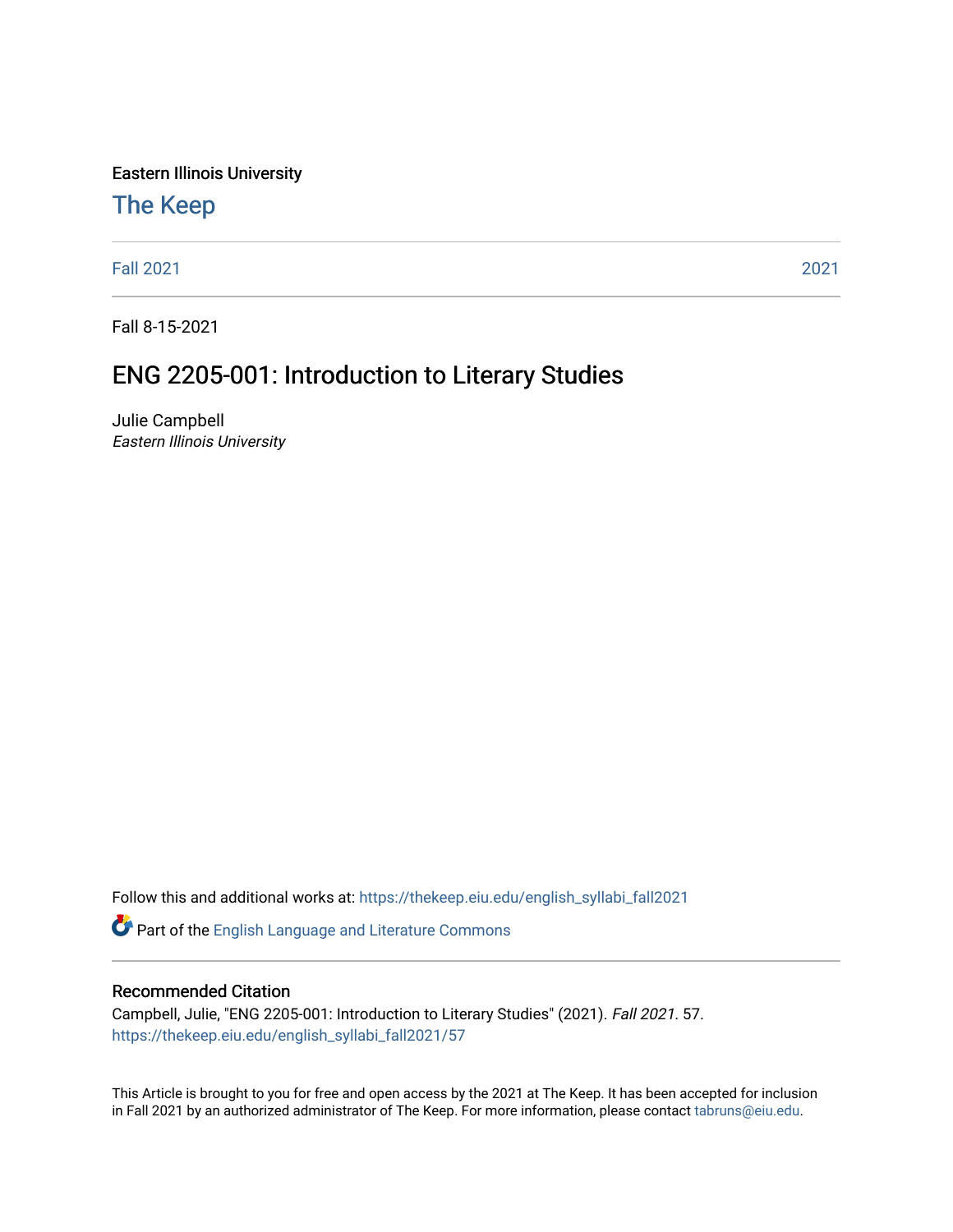Eastern Illinois University

# The Keep

Fall 2021 | 2021

Fall 8-15-2021

## ENG 2205-001: Introduction to Literary Studies

Julie Campbell
*Eastern Illinois University*

Follow this and additional works at: https://thekeep.eiu.edu/english_syllabi_fall2021

Part of the English Language and Literature Commons

### Recommended Citation

Campbell, Julie, "ENG 2205-001: Introduction to Literary Studies" (2021). *Fall 2021*. 57.
https://thekeep.eiu.edu/english_syllabi_fall2021/57

This Article is brought to you for free and open access by the 2021 at The Keep. It has been accepted for inclusion in Fall 2021 by an authorized administrator of The Keep. For more information, please contact tabruns@eiu.edu.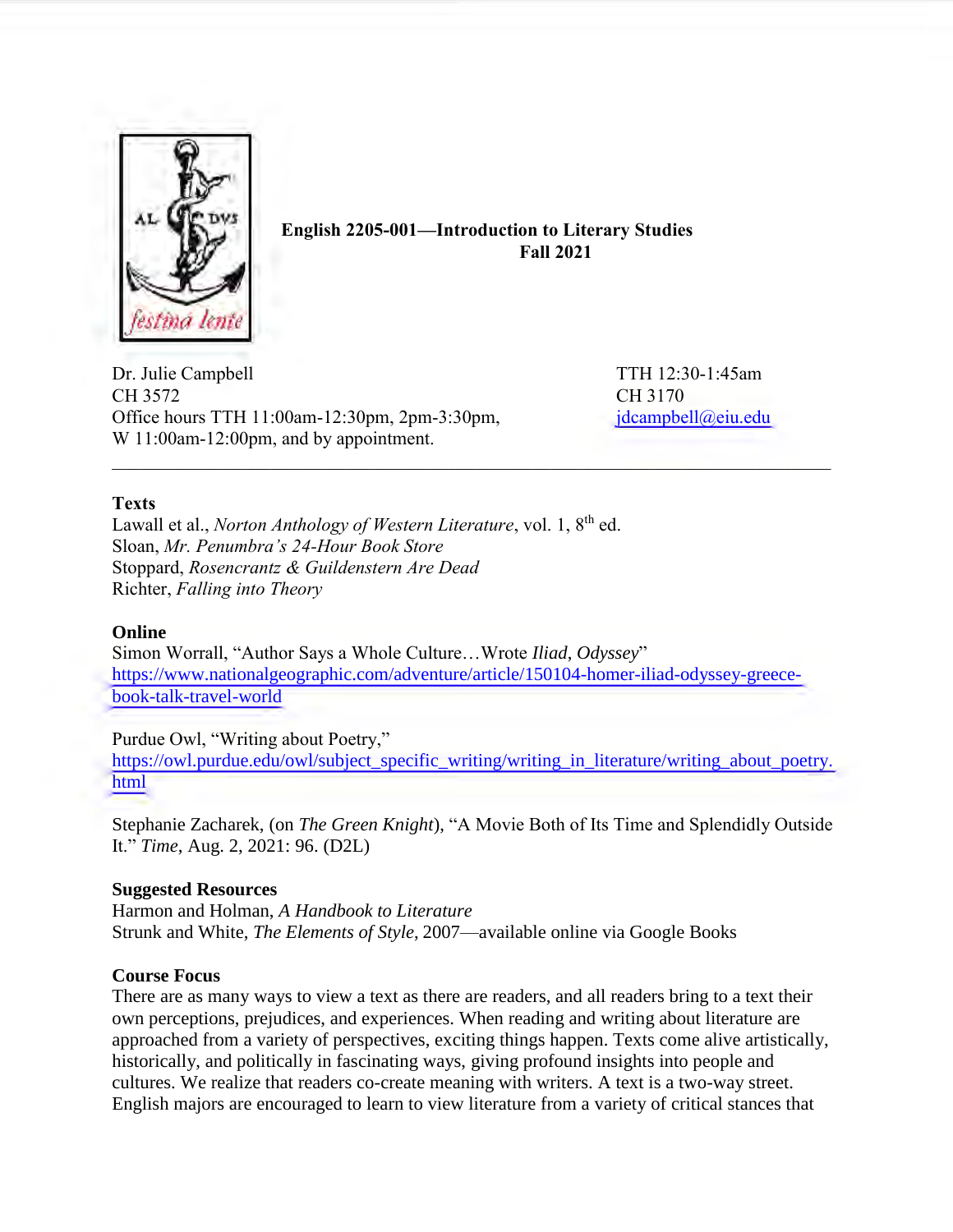**English 2205-001—Introduction to Literary Studies**
**Fall 2021**

Dr. Julie Campbell
CH 3572
Office hours TTH 11:00am-12:30pm, 2pm-3:30pm,
W 11:00am-12:00pm, and by appointment.

TTH 12:30-1:45am
CH 3170
jdcampbell@eiu.edu

---

**Texts**

Lawall et al., *Norton Anthology of Western Literature*, vol. 1, 8th ed.
Sloan, *Mr. Penumbra's 24-Hour Book Store*
Stoppard, *Rosencrantz & Guildenstern Are Dead*
Richter, *Falling into Theory*

**Online**

Simon Worrall, "Author Says a Whole Culture…Wrote *Iliad*, *Odyssey*"
https://www.nationalgeographic.com/adventure/article/150104-homer-iliad-odyssey-greece-book-talk-travel-world

Purdue Owl, "Writing about Poetry,"
https://owl.purdue.edu/owl/subject_specific_writing/writing_in_literature/writing_about_poetry.html

Stephanie Zacharek, (on *The Green Knight*), "A Movie Both of Its Time and Splendidly Outside It." *Time*, Aug. 2, 2021: 96. (D2L)

**Suggested Resources**

Harmon and Holman, *A Handbook to Literature*
Strunk and White, *The Elements of Style*, 2007—available online via Google Books

**Course Focus**

There are as many ways to view a text as there are readers, and all readers bring to a text their own perceptions, prejudices, and experiences. When reading and writing about literature are approached from a variety of perspectives, exciting things happen. Texts come alive artistically, historically, and politically in fascinating ways, giving profound insights into people and cultures. We realize that readers co-create meaning with writers. A text is a two-way street. English majors are encouraged to learn to view literature from a variety of critical stances that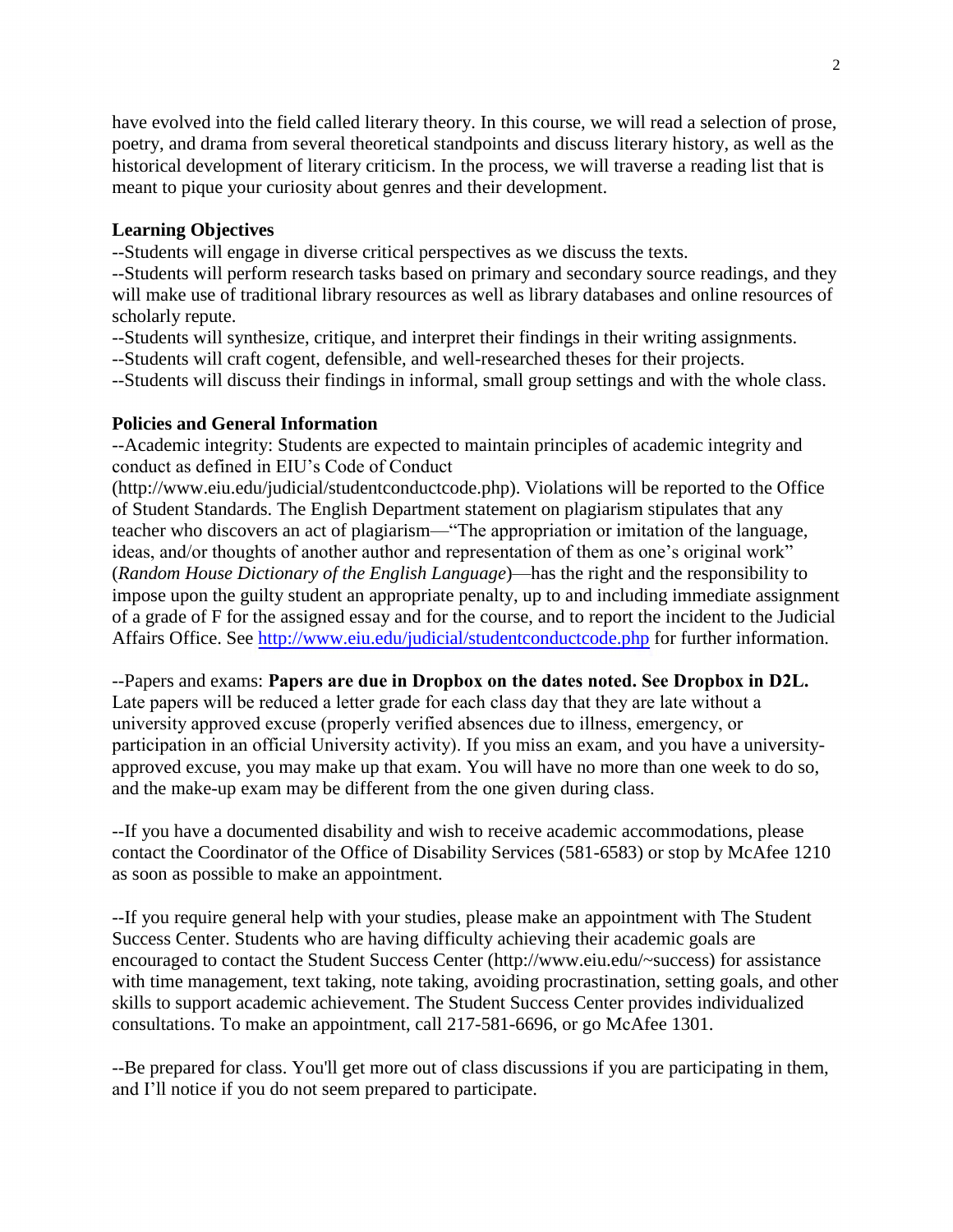have evolved into the field called literary theory. In this course, we will read a selection of prose, poetry, and drama from several theoretical standpoints and discuss literary history, as well as the historical development of literary criticism. In the process, we will traverse a reading list that is meant to pique your curiosity about genres and their development.

**Learning Objectives**

--Students will engage in diverse critical perspectives as we discuss the texts.

--Students will perform research tasks based on primary and secondary source readings, and they will make use of traditional library resources as well as library databases and online resources of scholarly repute.

--Students will synthesize, critique, and interpret their findings in their writing assignments.

--Students will craft cogent, defensible, and well-researched theses for their projects.

--Students will discuss their findings in informal, small group settings and with the whole class.

**Policies and General Information**

--Academic integrity: Students are expected to maintain principles of academic integrity and conduct as defined in EIU's Code of Conduct (http://www.eiu.edu/judicial/studentconductcode.php). Violations will be reported to the Office of Student Standards. The English Department statement on plagiarism stipulates that any teacher who discovers an act of plagiarism—"The appropriation or imitation of the language, ideas, and/or thoughts of another author and representation of them as one's original work" (*Random House Dictionary of the English Language*)—has the right and the responsibility to impose upon the guilty student an appropriate penalty, up to and including immediate assignment of a grade of F for the assigned essay and for the course, and to report the incident to the Judicial Affairs Office. See http://www.eiu.edu/judicial/studentconductcode.php for further information.

--Papers and exams: **Papers are due in Dropbox on the dates noted. See Dropbox in D2L.** Late papers will be reduced a letter grade for each class day that they are late without a university approved excuse (properly verified absences due to illness, emergency, or participation in an official University activity). If you miss an exam, and you have a university-approved excuse, you may make up that exam. You will have no more than one week to do so, and the make-up exam may be different from the one given during class.

--If you have a documented disability and wish to receive academic accommodations, please contact the Coordinator of the Office of Disability Services (581-6583) or stop by McAfee 1210 as soon as possible to make an appointment.

--If you require general help with your studies, please make an appointment with The Student Success Center. Students who are having difficulty achieving their academic goals are encouraged to contact the Student Success Center (http://www.eiu.edu/~success) for assistance with time management, text taking, note taking, avoiding procrastination, setting goals, and other skills to support academic achievement. The Student Success Center provides individualized consultations. To make an appointment, call 217-581-6696, or go McAfee 1301.

--Be prepared for class. You'll get more out of class discussions if you are participating in them, and I'll notice if you do not seem prepared to participate.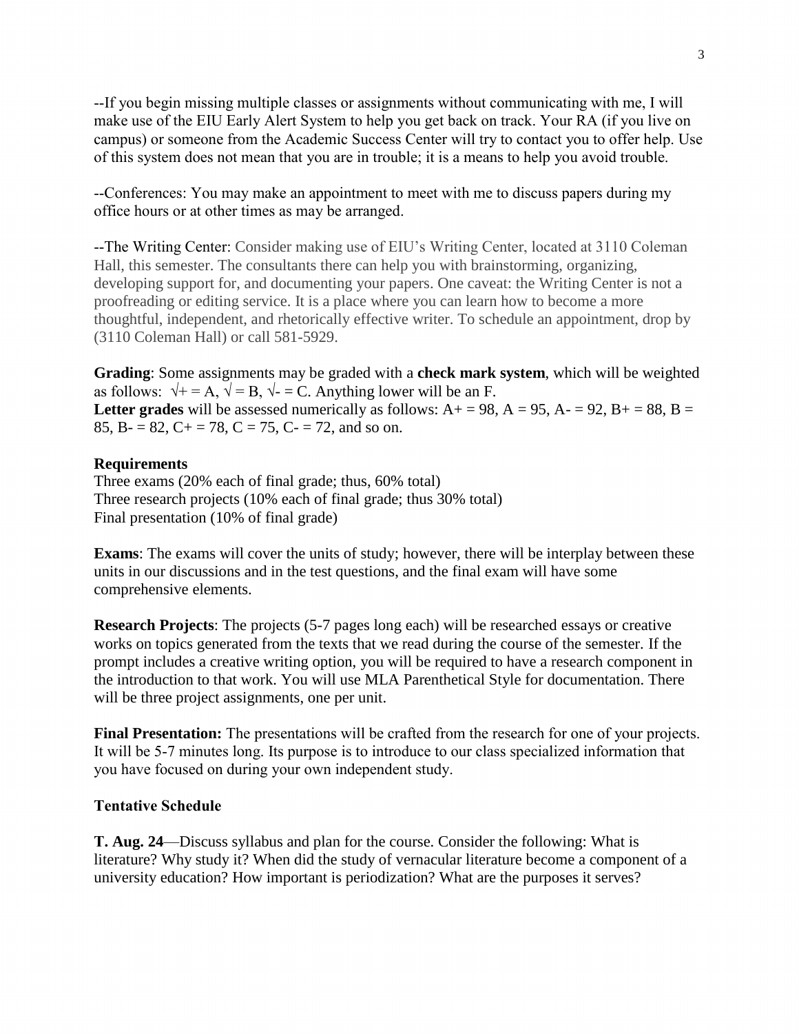--If you begin missing multiple classes or assignments without communicating with me, I will make use of the EIU Early Alert System to help you get back on track. Your RA (if you live on campus) or someone from the Academic Success Center will try to contact you to offer help. Use of this system does not mean that you are in trouble; it is a means to help you avoid trouble.

--Conferences: You may make an appointment to meet with me to discuss papers during my office hours or at other times as may be arranged.

--The Writing Center: Consider making use of EIU's Writing Center, located at 3110 Coleman Hall, this semester. The consultants there can help you with brainstorming, organizing, developing support for, and documenting your papers. One caveat: the Writing Center is not a proofreading or editing service. It is a place where you can learn how to become a more thoughtful, independent, and rhetorically effective writer. To schedule an appointment, drop by (3110 Coleman Hall) or call 581-5929.

**Grading**: Some assignments may be graded with a **check mark system**, which will be weighted as follows: √+ = A, √ = B, √- = C. Anything lower will be an F.
**Letter grades** will be assessed numerically as follows: A+ = 98, A = 95, A- = 92, B+ = 88, B = 85, B- = 82, C+ = 78, C = 75, C- = 72, and so on.

**Requirements**
Three exams (20% each of final grade; thus, 60% total)
Three research projects (10% each of final grade; thus 30% total)
Final presentation (10% of final grade)

**Exams**: The exams will cover the units of study; however, there will be interplay between these units in our discussions and in the test questions, and the final exam will have some comprehensive elements.

**Research Projects**: The projects (5-7 pages long each) will be researched essays or creative works on topics generated from the texts that we read during the course of the semester. If the prompt includes a creative writing option, you will be required to have a research component in the introduction to that work. You will use MLA Parenthetical Style for documentation. There will be three project assignments, one per unit.

**Final Presentation:** The presentations will be crafted from the research for one of your projects. It will be 5-7 minutes long. Its purpose is to introduce to our class specialized information that you have focused on during your own independent study.

**Tentative Schedule**

**T. Aug. 24**—Discuss syllabus and plan for the course. Consider the following: What is literature? Why study it? When did the study of vernacular literature become a component of a university education? How important is periodization? What are the purposes it serves?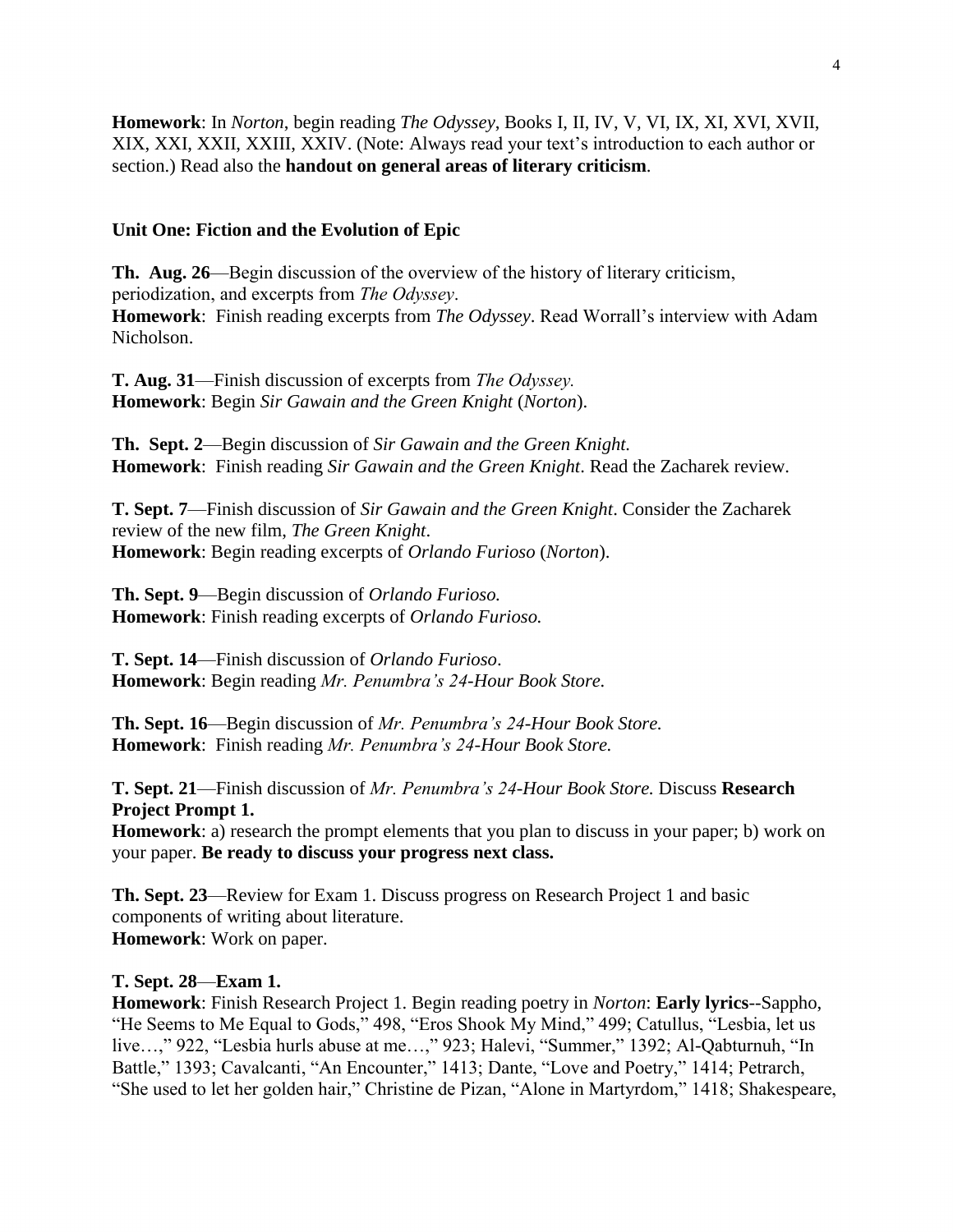**Homework**: In *Norton*, begin reading *The Odyssey*, Books I, II, IV, V, VI, IX, XI, XVI, XVII, XIX, XXI, XXII, XXIII, XXIV. (Note: Always read your text's introduction to each author or section.) Read also the **handout on general areas of literary criticism**.

**Unit One: Fiction and the Evolution of Epic**

**Th. Aug. 26**—Begin discussion of the overview of the history of literary criticism, periodization, and excerpts from *The Odyssey*.
**Homework**: Finish reading excerpts from *The Odyssey*. Read Worrall's interview with Adam Nicholson.

**T. Aug. 31**—Finish discussion of excerpts from *The Odyssey.*
**Homework**: Begin *Sir Gawain and the Green Knight* (*Norton*).

**Th. Sept. 2**—Begin discussion of *Sir Gawain and the Green Knight.*
**Homework**: Finish reading *Sir Gawain and the Green Knight*. Read the Zacharek review.

**T. Sept. 7**—Finish discussion of *Sir Gawain and the Green Knight*. Consider the Zacharek review of the new film, *The Green Knight*.
**Homework**: Begin reading excerpts of *Orlando Furioso* (*Norton*).

**Th. Sept. 9**—Begin discussion of *Orlando Furioso.*
**Homework**: Finish reading excerpts of *Orlando Furioso.*

**T. Sept. 14**—Finish discussion of *Orlando Furioso*.
**Homework**: Begin reading *Mr. Penumbra's 24-Hour Book Store.*

**Th. Sept. 16**—Begin discussion of *Mr. Penumbra's 24-Hour Book Store.*
**Homework**: Finish reading *Mr. Penumbra's 24-Hour Book Store.*

**T. Sept. 21**—Finish discussion of *Mr. Penumbra's 24-Hour Book Store.* Discuss **Research Project Prompt 1.**
**Homework**: a) research the prompt elements that you plan to discuss in your paper; b) work on your paper. **Be ready to discuss your progress next class.**

**Th. Sept. 23**—Review for Exam 1. Discuss progress on Research Project 1 and basic components of writing about literature.
**Homework**: Work on paper.

**T. Sept. 28**—**Exam 1.**
**Homework**: Finish Research Project 1. Begin reading poetry in *Norton*: **Early lyrics**--Sappho, "He Seems to Me Equal to Gods," 498, "Eros Shook My Mind," 499; Catullus, "Lesbia, let us live…," 922, "Lesbia hurls abuse at me…," 923; Halevi, "Summer," 1392; Al-Qabturnuh, "In Battle," 1393; Cavalcanti, "An Encounter," 1413; Dante, "Love and Poetry," 1414; Petrarch, "She used to let her golden hair," Christine de Pizan, "Alone in Martyrdom," 1418; Shakespeare,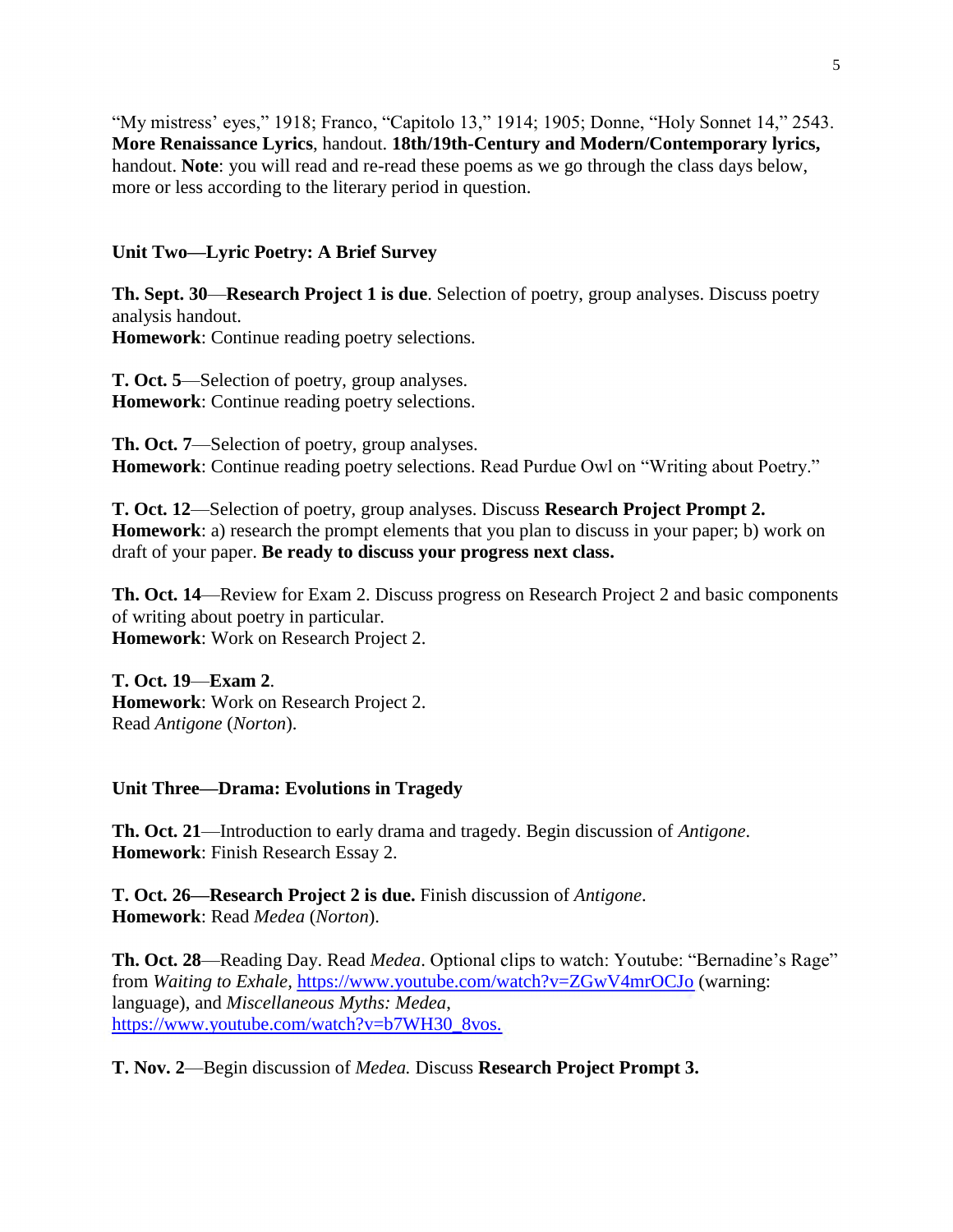"My mistress' eyes," 1918; Franco, "Capitolo 13," 1914; 1905; Donne, "Holy Sonnet 14," 2543. **More Renaissance Lyrics**, handout. **18th/19th-Century and Modern/Contemporary lyrics,** handout. **Note**: you will read and re-read these poems as we go through the class days below, more or less according to the literary period in question.

### Unit Two—Lyric Poetry: A Brief Survey

**Th. Sept. 30**—**Research Project 1 is due**. Selection of poetry, group analyses. Discuss poetry analysis handout.
**Homework**: Continue reading poetry selections.

**T. Oct. 5**—Selection of poetry, group analyses.
**Homework**: Continue reading poetry selections.

**Th. Oct. 7**—Selection of poetry, group analyses.
**Homework**: Continue reading poetry selections. Read Purdue Owl on "Writing about Poetry."

**T. Oct. 12**—Selection of poetry, group analyses. Discuss **Research Project Prompt 2.**
**Homework**: a) research the prompt elements that you plan to discuss in your paper; b) work on draft of your paper. **Be ready to discuss your progress next class.**

**Th. Oct. 14**—Review for Exam 2. Discuss progress on Research Project 2 and basic components of writing about poetry in particular.
**Homework**: Work on Research Project 2.

**T. Oct. 19**—**Exam 2**.
**Homework**: Work on Research Project 2.
Read *Antigone* (*Norton*).

### Unit Three—Drama: Evolutions in Tragedy

**Th. Oct. 21**—Introduction to early drama and tragedy. Begin discussion of *Antigone*.
**Homework**: Finish Research Essay 2.

**T. Oct. 26—Research Project 2 is due.** Finish discussion of *Antigone*.
**Homework**: Read *Medea* (*Norton*).

**Th. Oct. 28**—Reading Day. Read *Medea*. Optional clips to watch: Youtube: "Bernadine's Rage" from *Waiting to Exhale*, https://www.youtube.com/watch?v=ZGwV4mrOCJo (warning: language), and *Miscellaneous Myths: Medea*, https://www.youtube.com/watch?v=b7WH30_8vos.

**T. Nov. 2**—Begin discussion of *Medea.* Discuss **Research Project Prompt 3.**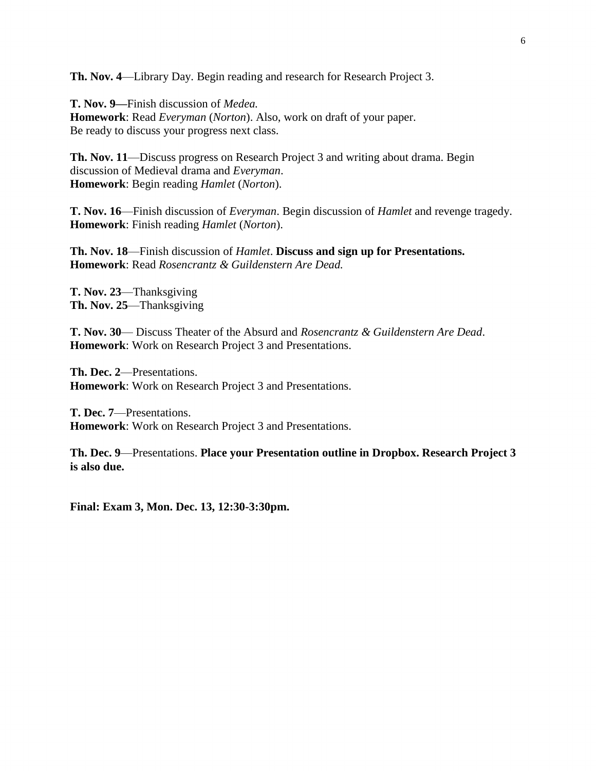**Th. Nov. 4**—Library Day. Begin reading and research for Research Project 3.

**T. Nov. 9—**Finish discussion of *Medea.*
**Homework**: Read *Everyman* (*Norton*). Also, work on draft of your paper.
Be ready to discuss your progress next class.

**Th. Nov. 11**—Discuss progress on Research Project 3 and writing about drama. Begin discussion of Medieval drama and *Everyman*.
**Homework**: Begin reading *Hamlet* (*Norton*).

**T. Nov. 16**—Finish discussion of *Everyman*. Begin discussion of *Hamlet* and revenge tragedy.
**Homework**: Finish reading *Hamlet* (*Norton*).

**Th. Nov. 18**—Finish discussion of *Hamlet*. **Discuss and sign up for Presentations.**
**Homework**: Read *Rosencrantz & Guildenstern Are Dead.*

**T. Nov. 23**—Thanksgiving
**Th. Nov. 25**—Thanksgiving

**T. Nov. 30**— Discuss Theater of the Absurd and *Rosencrantz & Guildenstern Are Dead*.
**Homework**: Work on Research Project 3 and Presentations.

**Th. Dec. 2**—Presentations.
**Homework**: Work on Research Project 3 and Presentations.

**T. Dec. 7**—Presentations.
**Homework**: Work on Research Project 3 and Presentations.

**Th. Dec. 9**—Presentations. **Place your Presentation outline in Dropbox. Research Project 3 is also due.**

**Final: Exam 3, Mon. Dec. 13, 12:30-3:30pm.**